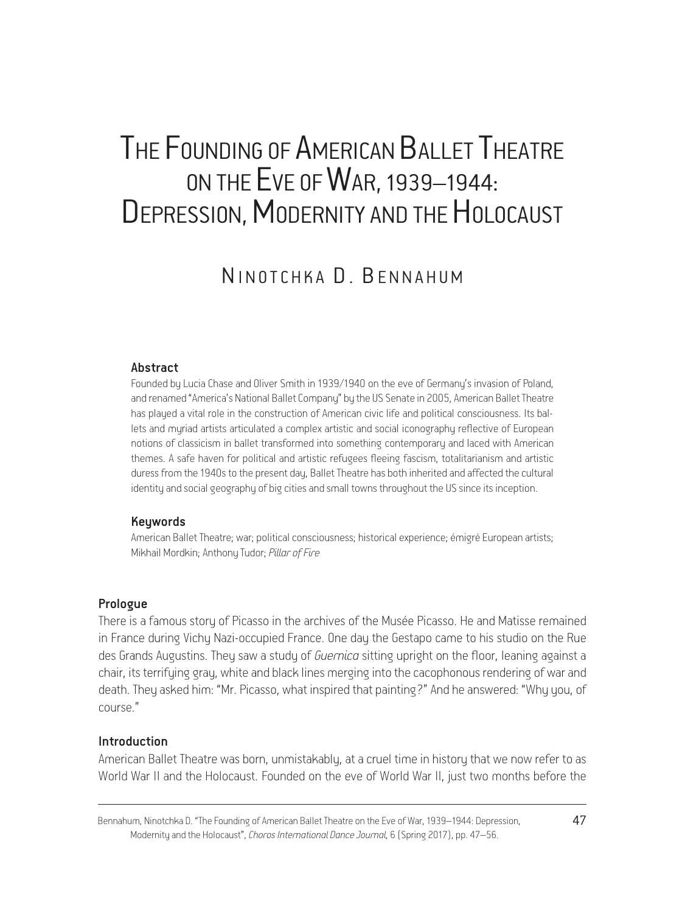# The Founding of American Ballet Theatre on the Eve of War, 1939–1944: Depression, Modernity and the Holocaust

## Ninotchka D. Bennahum

### Abstract

Founded by Lucia Chase and Oliver Smith in 1939/1940 on the eve of Germany's invasion of Poland, and renamed "America's National Ballet Company" by the US Senate in 2005, American Ballet Theatre has played a vital role in the construction of American civic life and political consciousness. Its ballets and myriad artists articulated a complex artistic and social iconography reflective of European notions of classicism in ballet transformed into something contemporary and laced with American themes. A safe haven for political and artistic refugees fleeing fascism, totalitarianism and artistic duress from the 1940s to the present day, Ballet Theatre has both inherited and affected the cultural identity and social geography of big cities and small towns throughout the US since its inception.

### Keywords

American Ballet Theatre; war; political consciousness; historical experience; émigré European artists; Mikhail Mordkin; Anthony Tudor; *Pillar of Fire*

### Prologue

There is a famous story of Picasso in the archives of the Musée Picasso. He and Matisse remained in France during Vichy Nazi-occupied France. One day the Gestapo came to his studio on the Rue des Grands Augustins. They saw a study of *Guernica* sitting upright on the floor, leaning against a chair, its terrifying gray, white and black lines merging into the cacophonous rendering of war and death. They asked him: "Mr. Picasso, what inspired that painting?" And he answered: "Why you, of course."

### Introduction

American Ballet Theatre was born, unmistakably, at a cruel time in history that we now refer to as World War II and the Holocaust. Founded on the eve of World War II, just two months before the

Bennahum, Ninotchka D. "The Founding of American Ballet Theatre on the Eve of War, 1939–1944: Depression, Modernity and the Holocaust", *Choros International Dance Journal*, 6 (Spring 2017), pp. 47–56.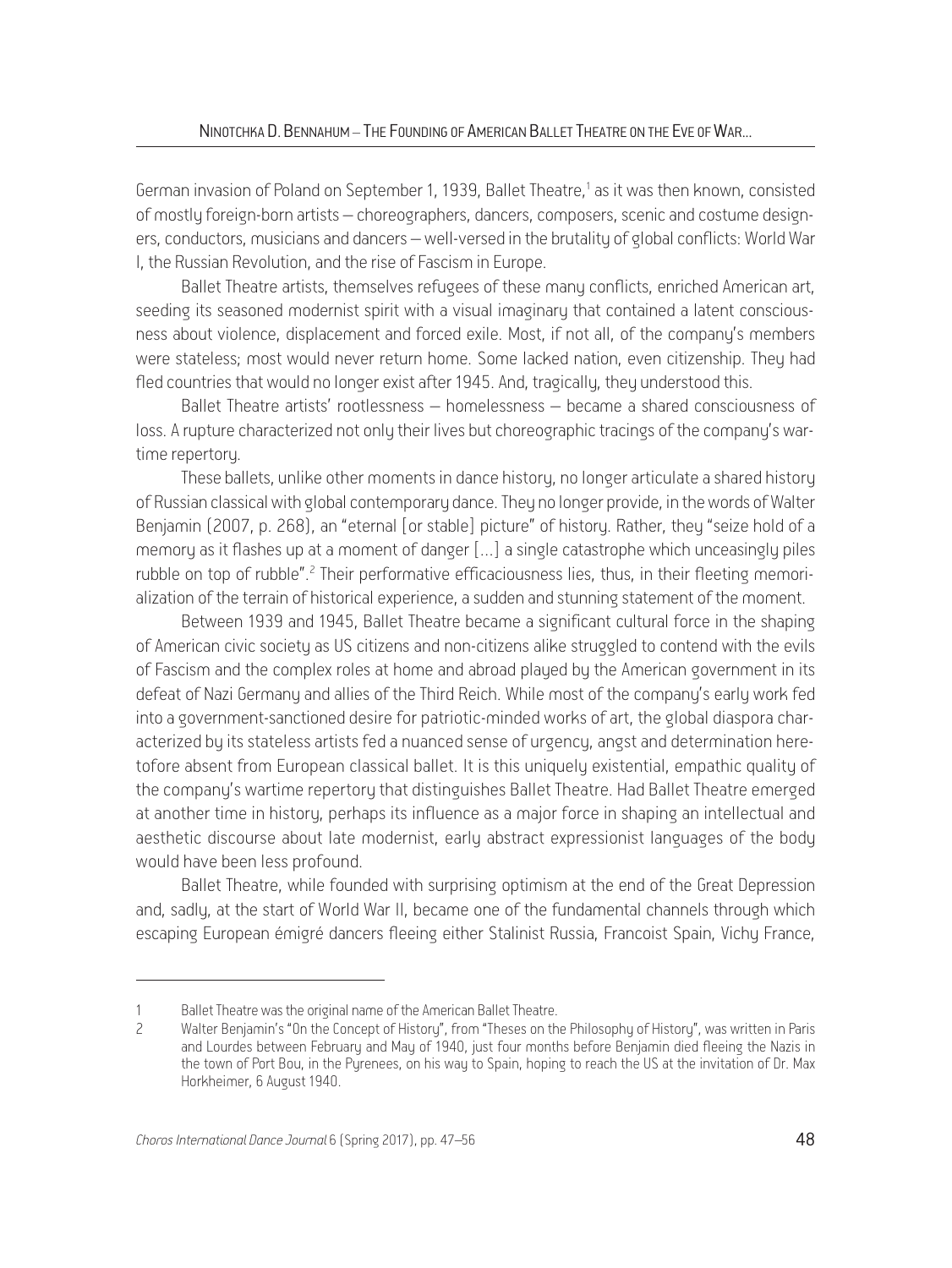German invasion of Poland on September 1, 1939, Ballet Theatre,[1] as it was then known, consisted of mostly foreign-born artists – choreographers, dancers, composers, scenic and costume designers, conductors, musicians and dancers – well-versed in the brutality of global conflicts: World War I, the Russian Revolution, and the rise of Fascism in Europe.

Ballet Theatre artists, themselves refugees of these many conflicts, enriched American art, seeding its seasoned modernist spirit with a visual imaginary that contained a latent consciousness about violence, displacement and forced exile. Most, if not all, of the company's members were stateless; most would never return home. Some lacked nation, even citizenship. They had fled countries that would no longer exist after 1945. And, tragically, they understood this.

Ballet Theatre artists' rootlessness – homelessness – became a shared consciousness of loss. A rupture characterized not only their lives but choreographic tracings of the company's wartime repertory.

These ballets, unlike other moments in dance history, no longer articulate a shared history of Russian classical with global contemporary dance. They no longer provide, in the words of Walter Benjamin (2007, p. 268), an "eternal [or stable] picture" of history. Rather, they "seize hold of a memory as it flashes up at a moment of danger […] a single catastrophe which unceasingly piles rubble on top of rubble".[2] Their performative efficaciousness lies, thus, in their fleeting memorialization of the terrain of historical experience, a sudden and stunning statement of the moment.

Between 1939 and 1945, Ballet Theatre became a significant cultural force in the shaping of American civic society as US citizens and non-citizens alike struggled to contend with the evils of Fascism and the complex roles at home and abroad played by the American government in its defeat of Nazi Germany and allies of the Third Reich. While most of the company's early work fed into a government-sanctioned desire for patriotic-minded works of art, the global diaspora characterized by its stateless artists fed a nuanced sense of urgency, angst and determination heretofore absent from European classical ballet. It is this uniquely existential, empathic quality of the company's wartime repertory that distinguishes Ballet Theatre. Had Ballet Theatre emerged at another time in history, perhaps its influence as a major force in shaping an intellectual and aesthetic discourse about late modernist, early abstract expressionist languages of the body would have been less profound.

Ballet Theatre, while founded with surprising optimism at the end of the Great Depression and, sadly, at the start of World War II, became one of the fundamental channels through which escaping European émigré dancers fleeing either Stalinist Russia, Francoist Spain, Vichy France,

---

[1] Ballet Theatre was the original name of the American Ballet Theatre.

[2] Walter Benjamin's "On the Concept of History", from "Theses on the Philosophy of History", was written in Paris and Lourdes between February and May of 1940, just four months before Benjamin died fleeing the Nazis in the town of Port Bou, in the Pyrenees, on his way to Spain, hoping to reach the US at the invitation of Dr. Max Horkheimer, 6 August 1940.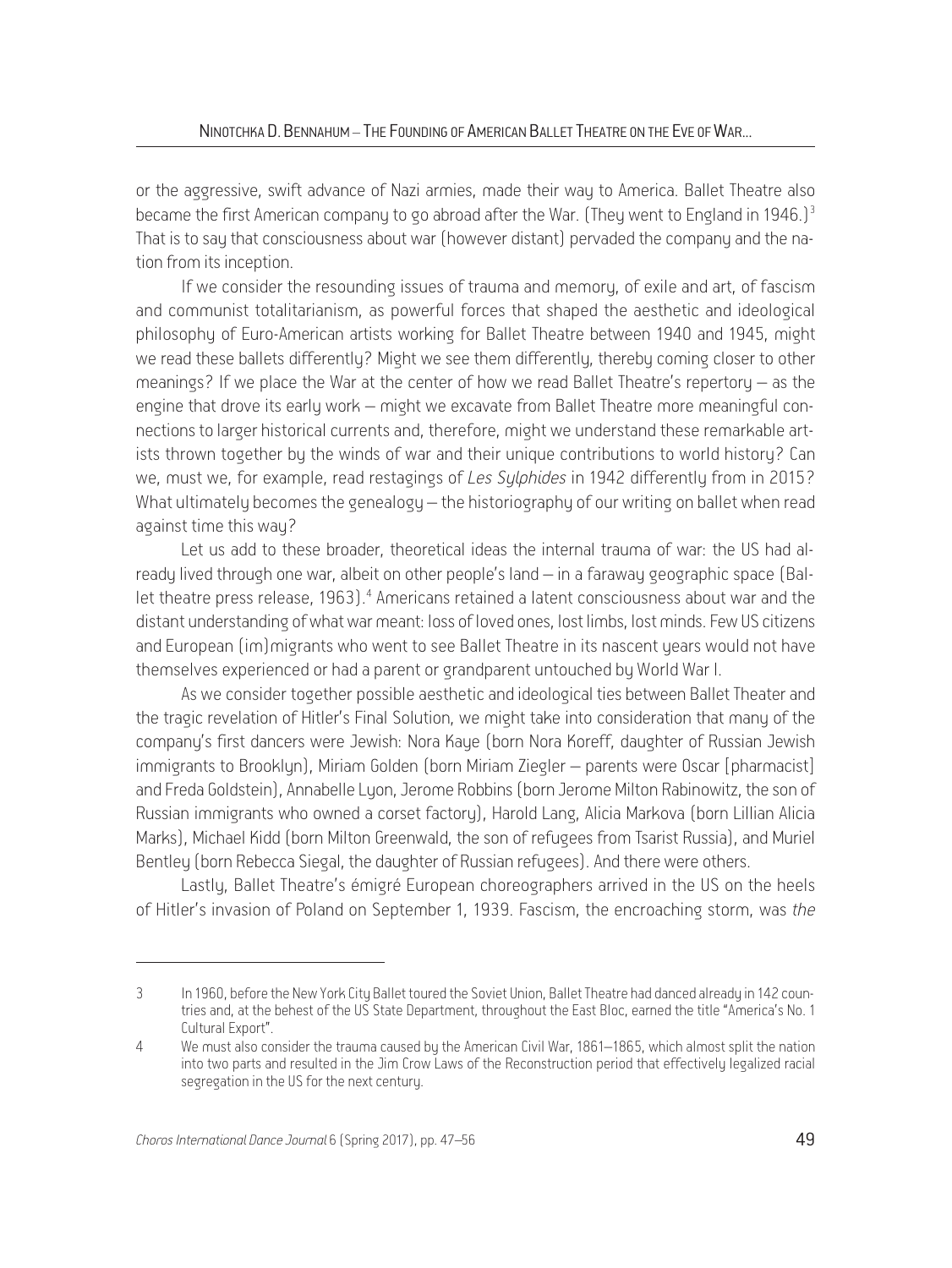or the aggressive, swift advance of Nazi armies, made their way to America. Ballet Theatre also became the first American company to go abroad after the War. (They went to England in 1946.)[3] That is to say that consciousness about war (however distant) pervaded the company and the nation from its inception.

If we consider the resounding issues of trauma and memory, of exile and art, of fascism and communist totalitarianism, as powerful forces that shaped the aesthetic and ideological philosophy of Euro-American artists working for Ballet Theatre between 1940 and 1945, might we read these ballets differently? Might we see them differently, thereby coming closer to other meanings? If we place the War at the center of how we read Ballet Theatre's repertory – as the engine that drove its early work – might we excavate from Ballet Theatre more meaningful connections to larger historical currents and, therefore, might we understand these remarkable artists thrown together by the winds of war and their unique contributions to world history? Can we, must we, for example, read restagings of *Les Sylphides* in 1942 differently from in 2015? What ultimately becomes the genealogy – the historiography of our writing on ballet when read against time this way?

Let us add to these broader, theoretical ideas the internal trauma of war: the US had already lived through one war, albeit on other people's land – in a faraway geographic space (Ballet theatre press release, 1963).[4] Americans retained a latent consciousness about war and the distant understanding of what war meant: loss of loved ones, lost limbs, lost minds. Few US citizens and European (im)migrants who went to see Ballet Theatre in its nascent years would not have themselves experienced or had a parent or grandparent untouched by World War I.

As we consider together possible aesthetic and ideological ties between Ballet Theater and the tragic revelation of Hitler's Final Solution, we might take into consideration that many of the company's first dancers were Jewish: Nora Kaye (born Nora Koreff, daughter of Russian Jewish immigrants to Brooklyn), Miriam Golden (born Miriam Ziegler – parents were Oscar [pharmacist] and Freda Goldstein), Annabelle Lyon, Jerome Robbins (born Jerome Milton Rabinowitz, the son of Russian immigrants who owned a corset factory), Harold Lang, Alicia Markova (born Lillian Alicia Marks), Michael Kidd (born Milton Greenwald, the son of refugees from Tsarist Russia), and Muriel Bentley (born Rebecca Siegal, the daughter of Russian refugees). And there were others.

Lastly, Ballet Theatre's émigré European choreographers arrived in the US on the heels of Hitler's invasion of Poland on September 1, 1939. Fascism, the encroaching storm, was *the*

---

3 In 1960, before the New York City Ballet toured the Soviet Union, Ballet Theatre had danced already in 142 countries and, at the behest of the US State Department, throughout the East Bloc, earned the title "America's No. 1 Cultural Export".

4 We must also consider the trauma caused by the American Civil War, 1861–1865, which almost split the nation into two parts and resulted in the Jim Crow Laws of the Reconstruction period that effectively legalized racial segregation in the US for the next century.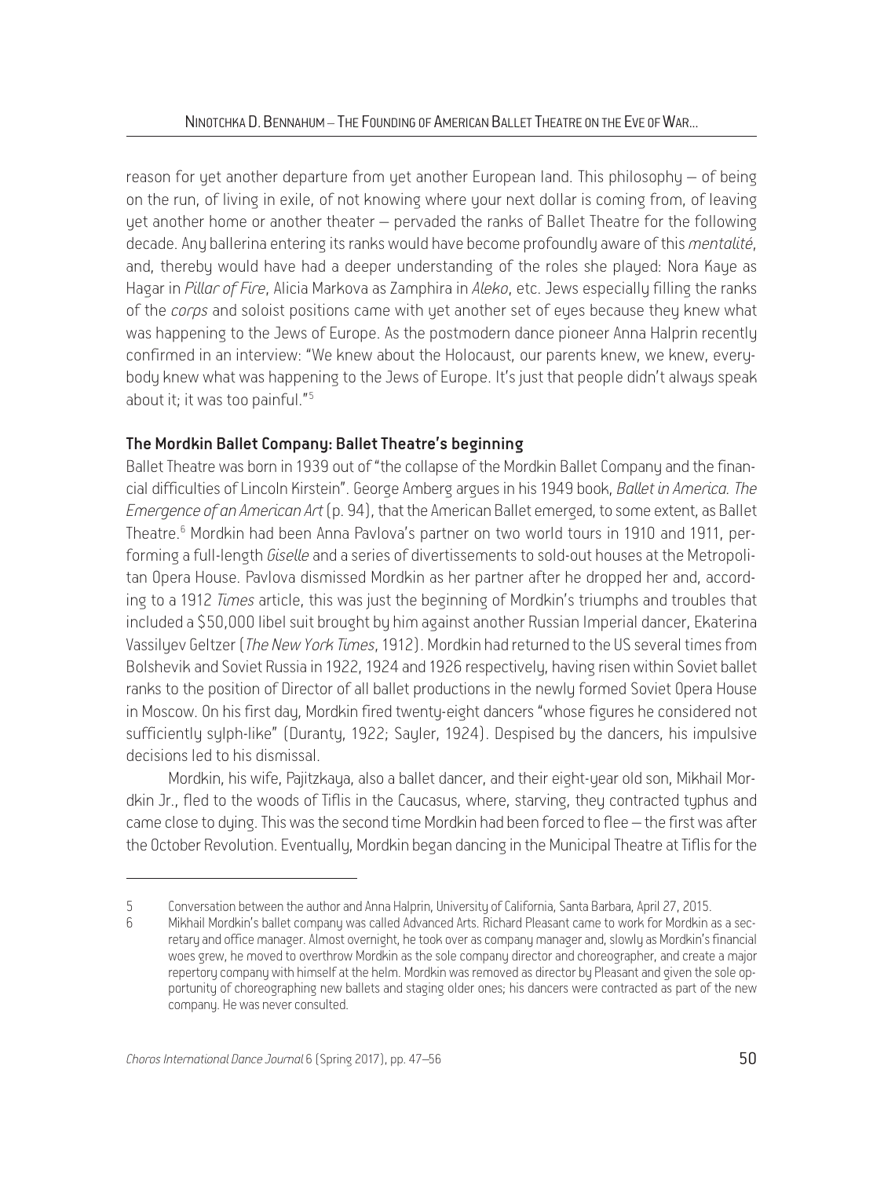reason for yet another departure from yet another European land. This philosophy – of being on the run, of living in exile, of not knowing where your next dollar is coming from, of leaving yet another home or another theater – pervaded the ranks of Ballet Theatre for the following decade. Any ballerina entering its ranks would have become profoundly aware of this *mentalité*, and, thereby would have had a deeper understanding of the roles she played: Nora Kaye as Hagar in *Pillar of Fire*, Alicia Markova as Zamphira in *Aleko*, etc. Jews especially filling the ranks of the *corps* and soloist positions came with yet another set of eyes because they knew what was happening to the Jews of Europe. As the postmodern dance pioneer Anna Halprin recently confirmed in an interview: "We knew about the Holocaust, our parents knew, we knew, everybody knew what was happening to the Jews of Europe. It's just that people didn't always speak about it; it was too painful."[5]

### The Mordkin Ballet Company: Ballet Theatre's beginning

Ballet Theatre was born in 1939 out of "the collapse of the Mordkin Ballet Company and the financial difficulties of Lincoln Kirstein". George Amberg argues in his 1949 book, *Ballet in America. The Emergence of an American Art* (p. 94), that the American Ballet emerged, to some extent, as Ballet Theatre.[6] Mordkin had been Anna Pavlova's partner on two world tours in 1910 and 1911, performing a full-length *Giselle* and a series of divertissements to sold-out houses at the Metropolitan Opera House. Pavlova dismissed Mordkin as her partner after he dropped her and, according to a 1912 *Times* article, this was just the beginning of Mordkin's triumphs and troubles that included a $50,000 libel suit brought by him against another Russian Imperial dancer, Ekaterina Vassilyev Geltzer (*The New York Times*, 1912). Mordkin had returned to the US several times from Bolshevik and Soviet Russia in 1922, 1924 and 1926 respectively, having risen within Soviet ballet ranks to the position of Director of all ballet productions in the newly formed Soviet Opera House in Moscow. On his first day, Mordkin fired twenty-eight dancers "whose figures he considered not sufficiently sylph-like" (Duranty, 1922; Sayler, 1924). Despised by the dancers, his impulsive decisions led to his dismissal.

Mordkin, his wife, Pajitzkaya, also a ballet dancer, and their eight-year old son, Mikhail Mordkin Jr., fled to the woods of Tiflis in the Caucasus, where, starving, they contracted typhus and came close to dying. This was the second time Mordkin had been forced to flee – the first was after the October Revolution. Eventually, Mordkin began dancing in the Municipal Theatre at Tiflis for the

---

5 Conversation between the author and Anna Halprin, University of California, Santa Barbara, April 27, 2015.

6 Mikhail Mordkin's ballet company was called Advanced Arts. Richard Pleasant came to work for Mordkin as a secretary and office manager. Almost overnight, he took over as company manager and, slowly as Mordkin's financial woes grew, he moved to overthrow Mordkin as the sole company director and choreographer, and create a major repertory company with himself at the helm. Mordkin was removed as director by Pleasant and given the sole opportunity of choreographing new ballets and staging older ones; his dancers were contracted as part of the new company. He was never consulted.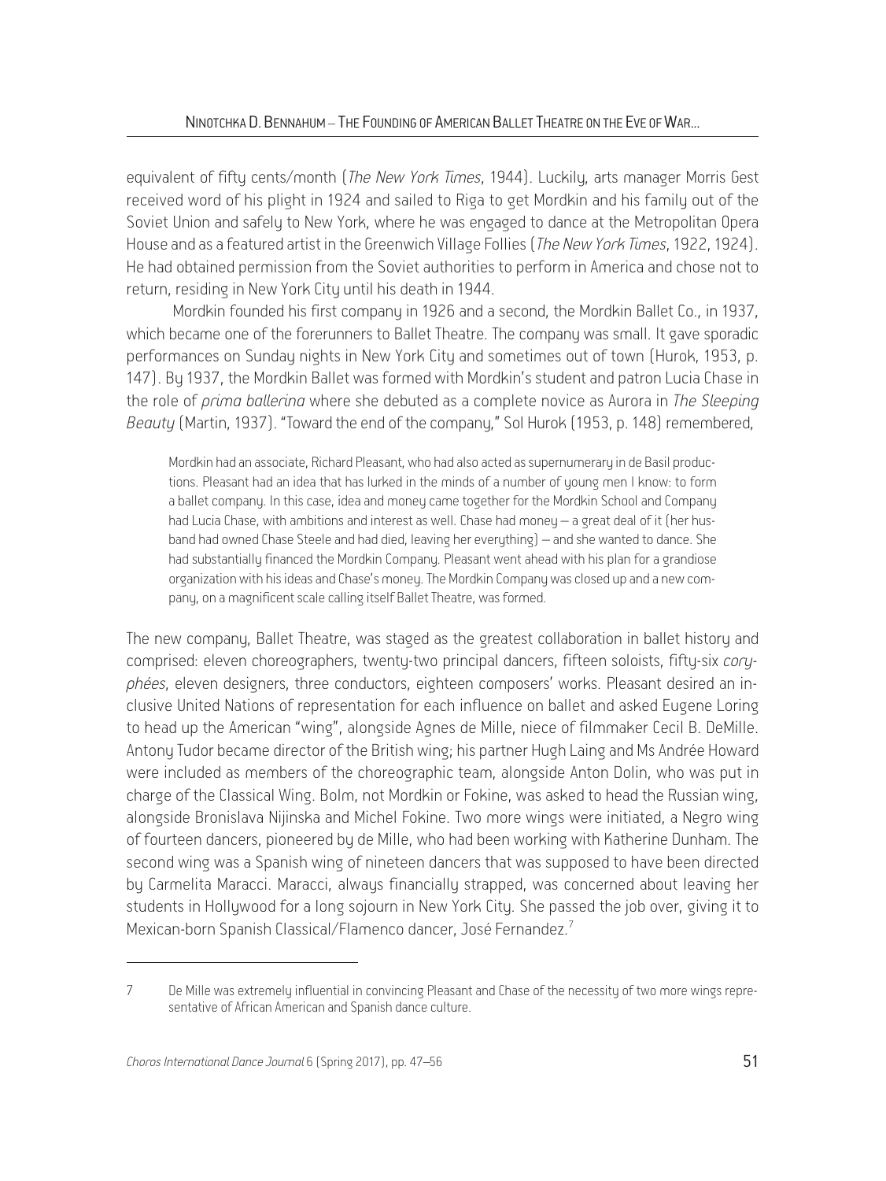equivalent of fifty cents/month (*The New York Times*, 1944). Luckily, arts manager Morris Gest received word of his plight in 1924 and sailed to Riga to get Mordkin and his family out of the Soviet Union and safely to New York, where he was engaged to dance at the Metropolitan Opera House and as a featured artist in the Greenwich Village Follies (*The New York Times*, 1922, 1924). He had obtained permission from the Soviet authorities to perform in America and chose not to return, residing in New York City until his death in 1944.

Mordkin founded his first company in 1926 and a second, the Mordkin Ballet Co., in 1937, which became one of the forerunners to Ballet Theatre. The company was small. It gave sporadic performances on Sunday nights in New York City and sometimes out of town (Hurok, 1953, p. 147). By 1937, the Mordkin Ballet was formed with Mordkin's student and patron Lucia Chase in the role of *prima ballerina* where she debuted as a complete novice as Aurora in *The Sleeping Beauty* (Martin, 1937). "Toward the end of the company," Sol Hurok (1953, p. 148) remembered,

> Mordkin had an associate, Richard Pleasant, who had also acted as supernumerary in de Basil productions. Pleasant had an idea that has lurked in the minds of a number of young men I know: to form a ballet company. In this case, idea and money came together for the Mordkin School and Company had Lucia Chase, with ambitions and interest as well. Chase had money – a great deal of it (her husband had owned Chase Steele and had died, leaving her everything) – and she wanted to dance. She had substantially financed the Mordkin Company. Pleasant went ahead with his plan for a grandiose organization with his ideas and Chase's money. The Mordkin Company was closed up and a new company, on a magnificent scale calling itself Ballet Theatre, was formed.

The new company, Ballet Theatre, was staged as the greatest collaboration in ballet history and comprised: eleven choreographers, twenty-two principal dancers, fifteen soloists, fifty-six *coryphées*, eleven designers, three conductors, eighteen composers' works. Pleasant desired an inclusive United Nations of representation for each influence on ballet and asked Eugene Loring to head up the American "wing", alongside Agnes de Mille, niece of filmmaker Cecil B. DeMille. Antony Tudor became director of the British wing; his partner Hugh Laing and Ms Andrée Howard were included as members of the choreographic team, alongside Anton Dolin, who was put in charge of the Classical Wing. Bolm, not Mordkin or Fokine, was asked to head the Russian wing, alongside Bronislava Nijinska and Michel Fokine. Two more wings were initiated, a Negro wing of fourteen dancers, pioneered by de Mille, who had been working with Katherine Dunham. The second wing was a Spanish wing of nineteen dancers that was supposed to have been directed by Carmelita Maracci. Maracci, always financially strapped, was concerned about leaving her students in Hollywood for a long sojourn in New York City. She passed the job over, giving it to Mexican-born Spanish Classical/Flamenco dancer, José Fernandez.[7]

---

7 De Mille was extremely influential in convincing Pleasant and Chase of the necessity of two more wings representative of African American and Spanish dance culture.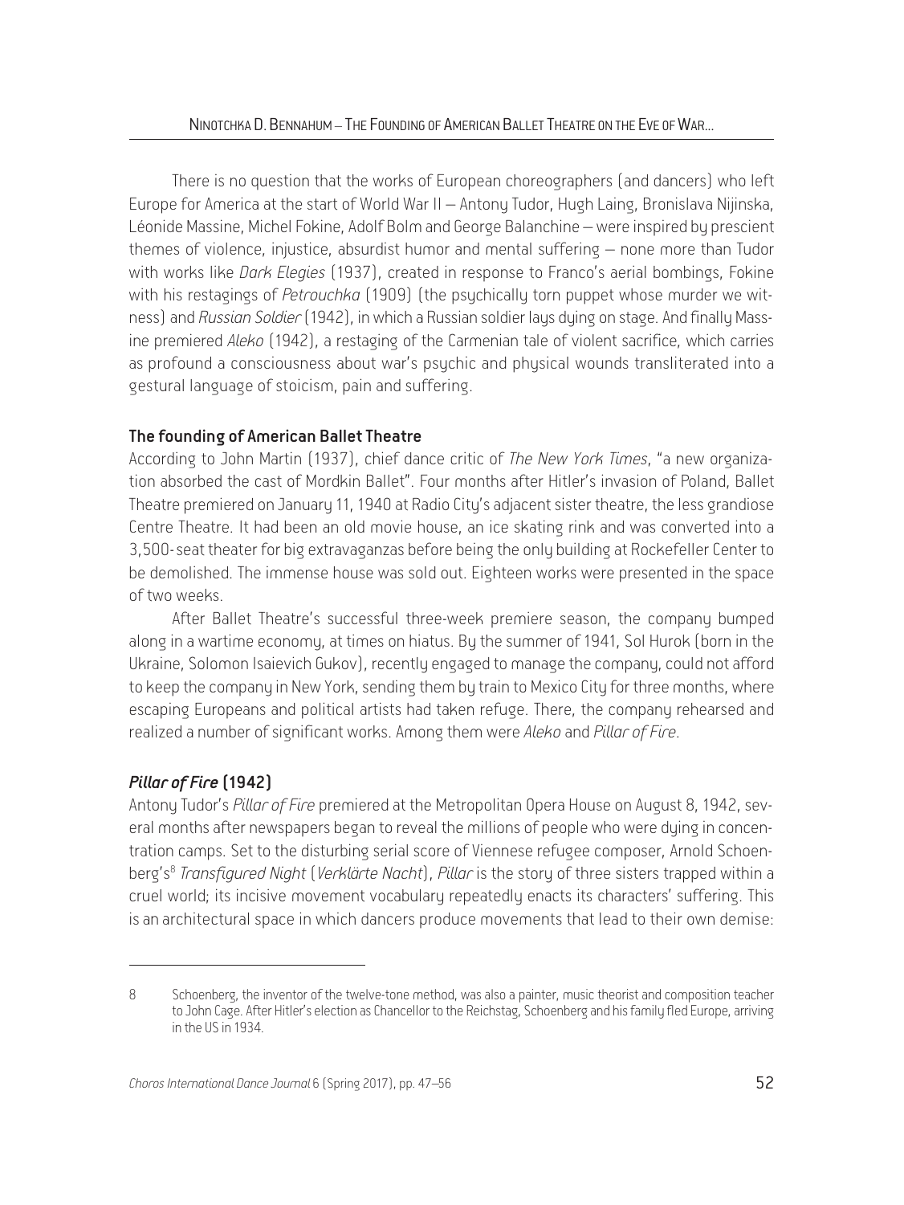There is no question that the works of European choreographers (and dancers) who left Europe for America at the start of World War II – Antony Tudor, Hugh Laing, Bronislava Nijinska, Léonide Massine, Michel Fokine, Adolf Bolm and George Balanchine – were inspired by prescient themes of violence, injustice, absurdist humor and mental suffering – none more than Tudor with works like *Dark Elegies* (1937), created in response to Franco's aerial bombings, Fokine with his restagings of *Petrouchka* (1909) (the psychically torn puppet whose murder we witness) and *Russian Soldier* (1942), in which a Russian soldier lays dying on stage. And finally Massine premiered *Aleko* (1942), a restaging of the Carmenian tale of violent sacrifice, which carries as profound a consciousness about war's psychic and physical wounds transliterated into a gestural language of stoicism, pain and suffering.

### The founding of American Ballet Theatre

According to John Martin (1937), chief dance critic of *The New York Times*, "a new organization absorbed the cast of Mordkin Ballet". Four months after Hitler's invasion of Poland, Ballet Theatre premiered on January 11, 1940 at Radio City's adjacent sister theatre, the less grandiose Centre Theatre. It had been an old movie house, an ice skating rink and was converted into a 3,500-seat theater for big extravaganzas before being the only building at Rockefeller Center to be demolished. The immense house was sold out. Eighteen works were presented in the space of two weeks.

After Ballet Theatre's successful three-week premiere season, the company bumped along in a wartime economy, at times on hiatus. By the summer of 1941, Sol Hurok (born in the Ukraine, Solomon Isaievich Gukov), recently engaged to manage the company, could not afford to keep the company in New York, sending them by train to Mexico City for three months, where escaping Europeans and political artists had taken refuge. There, the company rehearsed and realized a number of significant works. Among them were *Aleko* and *Pillar of Fire*.

### *Pillar of Fire* (1942)

Antony Tudor's *Pillar of Fire* premiered at the Metropolitan Opera House on August 8, 1942, several months after newspapers began to reveal the millions of people who were dying in concentration camps. Set to the disturbing serial score of Viennese refugee composer, Arnold Schoenberg's[8] *Transfigured Night* (*Verklärte Nacht*), *Pillar* is the story of three sisters trapped within a cruel world; its incisive movement vocabulary repeatedly enacts its characters' suffering. This is an architectural space in which dancers produce movements that lead to their own demise:

---

8 Schoenberg, the inventor of the twelve-tone method, was also a painter, music theorist and composition teacher to John Cage. After Hitler's election as Chancellor to the Reichstag, Schoenberg and his family fled Europe, arriving in the US in 1934.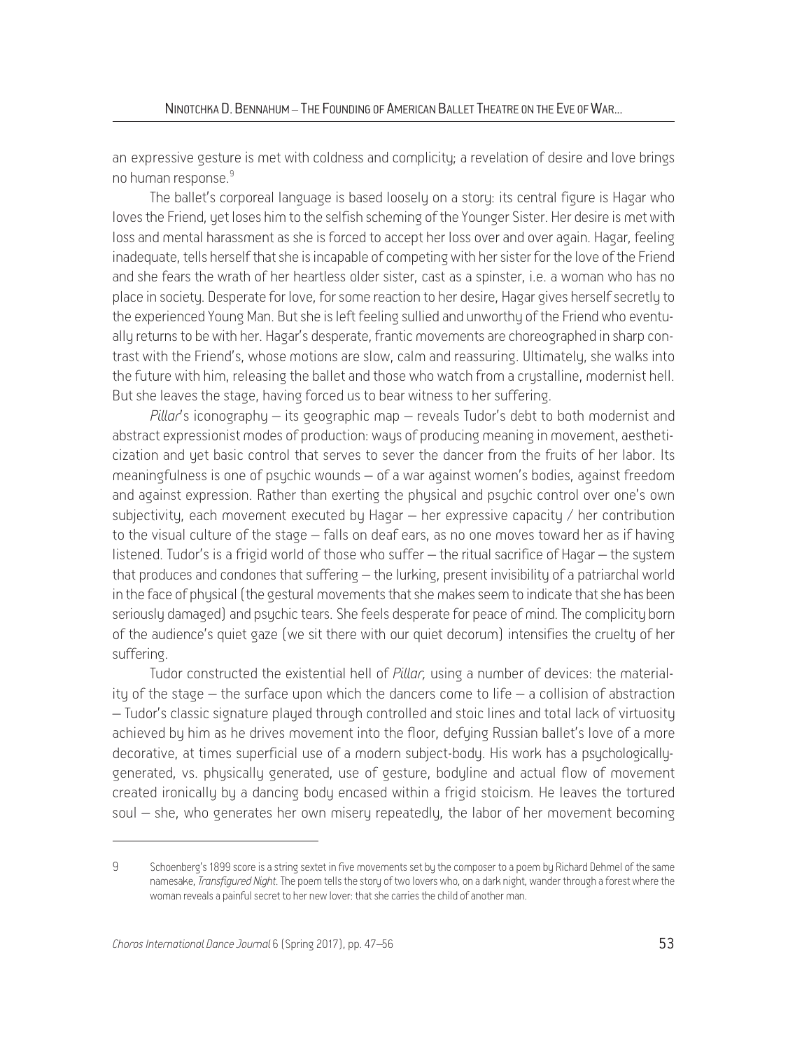an expressive gesture is met with coldness and complicity; a revelation of desire and love brings no human response.[9]

The ballet's corporeal language is based loosely on a story: its central figure is Hagar who loves the Friend, yet loses him to the selfish scheming of the Younger Sister. Her desire is met with loss and mental harassment as she is forced to accept her loss over and over again. Hagar, feeling inadequate, tells herself that she is incapable of competing with her sister for the love of the Friend and she fears the wrath of her heartless older sister, cast as a spinster, i.e. a woman who has no place in society. Desperate for love, for some reaction to her desire, Hagar gives herself secretly to the experienced Young Man. But she is left feeling sullied and unworthy of the Friend who eventually returns to be with her. Hagar's desperate, frantic movements are choreographed in sharp contrast with the Friend's, whose motions are slow, calm and reassuring. Ultimately, she walks into the future with him, releasing the ballet and those who watch from a crystalline, modernist hell. But she leaves the stage, having forced us to bear witness to her suffering.

*Pillar*'s iconography – its geographic map – reveals Tudor's debt to both modernist and abstract expressionist modes of production: ways of producing meaning in movement, aestheticization and yet basic control that serves to sever the dancer from the fruits of her labor. Its meaningfulness is one of psychic wounds – of a war against women's bodies, against freedom and against expression. Rather than exerting the physical and psychic control over one's own subjectivity, each movement executed by Hagar – her expressive capacity / her contribution to the visual culture of the stage – falls on deaf ears, as no one moves toward her as if having listened. Tudor's is a frigid world of those who suffer – the ritual sacrifice of Hagar – the system that produces and condones that suffering – the lurking, present invisibility of a patriarchal world in the face of physical (the gestural movements that she makes seem to indicate that she has been seriously damaged) and psychic tears. She feels desperate for peace of mind. The complicity born of the audience's quiet gaze (we sit there with our quiet decorum) intensifies the cruelty of her suffering.

Tudor constructed the existential hell of *Pillar,* using a number of devices: the materiality of the stage – the surface upon which the dancers come to life – a collision of abstraction – Tudor's classic signature played through controlled and stoic lines and total lack of virtuosity achieved by him as he drives movement into the floor, defying Russian ballet's love of a more decorative, at times superficial use of a modern subject-body. His work has a psychologically-generated, vs. physically generated, use of gesture, bodyline and actual flow of movement created ironically by a dancing body encased within a frigid stoicism. He leaves the tortured soul – she, who generates her own misery repeatedly, the labor of her movement becoming

---

9 Schoenberg's 1899 score is a string sextet in five movements set by the composer to a poem by Richard Dehmel of the same namesake, *Transfigured Night*. The poem tells the story of two lovers who, on a dark night, wander through a forest where the woman reveals a painful secret to her new lover: that she carries the child of another man.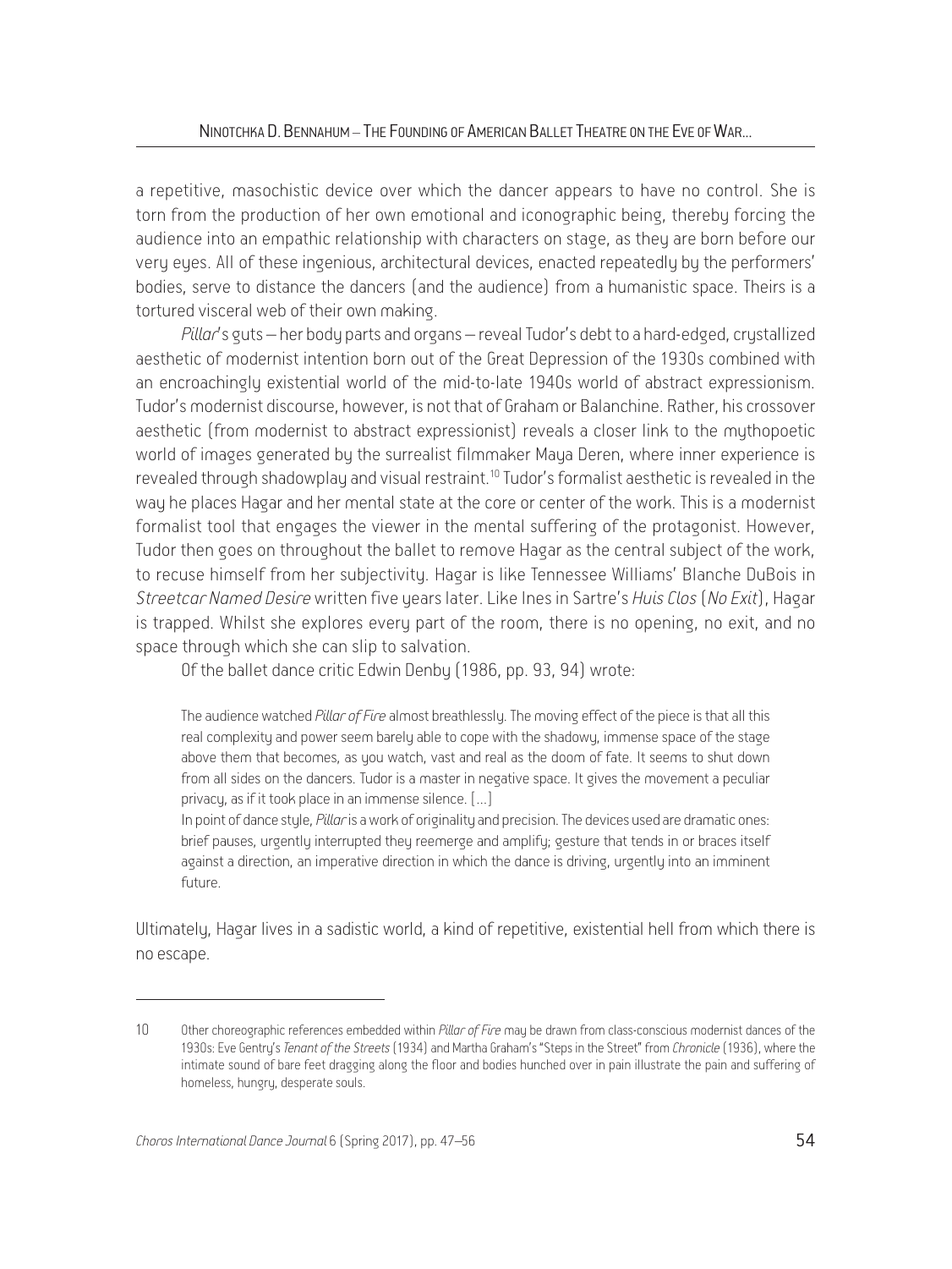a repetitive, masochistic device over which the dancer appears to have no control. She is torn from the production of her own emotional and iconographic being, thereby forcing the audience into an empathic relationship with characters on stage, as they are born before our very eyes. All of these ingenious, architectural devices, enacted repeatedly by the performers' bodies, serve to distance the dancers (and the audience) from a humanistic space. Theirs is a tortured visceral web of their own making.

*Pillar*'s guts – her body parts and organs – reveal Tudor's debt to a hard-edged, crystallized aesthetic of modernist intention born out of the Great Depression of the 1930s combined with an encroachingly existential world of the mid-to-late 1940s world of abstract expressionism. Tudor's modernist discourse, however, is not that of Graham or Balanchine. Rather, his crossover aesthetic (from modernist to abstract expressionist) reveals a closer link to the mythopoetic world of images generated by the surrealist filmmaker Maya Deren, where inner experience is revealed through shadowplay and visual restraint.[10] Tudor's formalist aesthetic is revealed in the way he places Hagar and her mental state at the core or center of the work. This is a modernist formalist tool that engages the viewer in the mental suffering of the protagonist. However, Tudor then goes on throughout the ballet to remove Hagar as the central subject of the work, to recuse himself from her subjectivity. Hagar is like Tennessee Williams' Blanche DuBois in *Streetcar Named Desire* written five years later. Like Ines in Sartre's *Huis Clos* (*No Exit*), Hagar is trapped. Whilst she explores every part of the room, there is no opening, no exit, and no space through which she can slip to salvation.

Of the ballet dance critic Edwin Denby (1986, pp. 93, 94) wrote:

> The audience watched *Pillar of Fire* almost breathlessly. The moving effect of the piece is that all this real complexity and power seem barely able to cope with the shadowy, immense space of the stage above them that becomes, as you watch, vast and real as the doom of fate. It seems to shut down from all sides on the dancers. Tudor is a master in negative space. It gives the movement a peculiar privacy, as if it took place in an immense silence. [...]
>
> In point of dance style, *Pillar* is a work of originality and precision. The devices used are dramatic ones: brief pauses, urgently interrupted they reemerge and amplify; gesture that tends in or braces itself against a direction, an imperative direction in which the dance is driving, urgently into an imminent future.

Ultimately, Hagar lives in a sadistic world, a kind of repetitive, existential hell from which there is no escape.

---

10 Other choreographic references embedded within *Pillar of Fire* may be drawn from class-conscious modernist dances of the 1930s: Eve Gentry's *Tenant of the Streets* (1934) and Martha Graham's "Steps in the Street" from *Chronicle* (1936), where the intimate sound of bare feet dragging along the floor and bodies hunched over in pain illustrate the pain and suffering of homeless, hungry, desperate souls.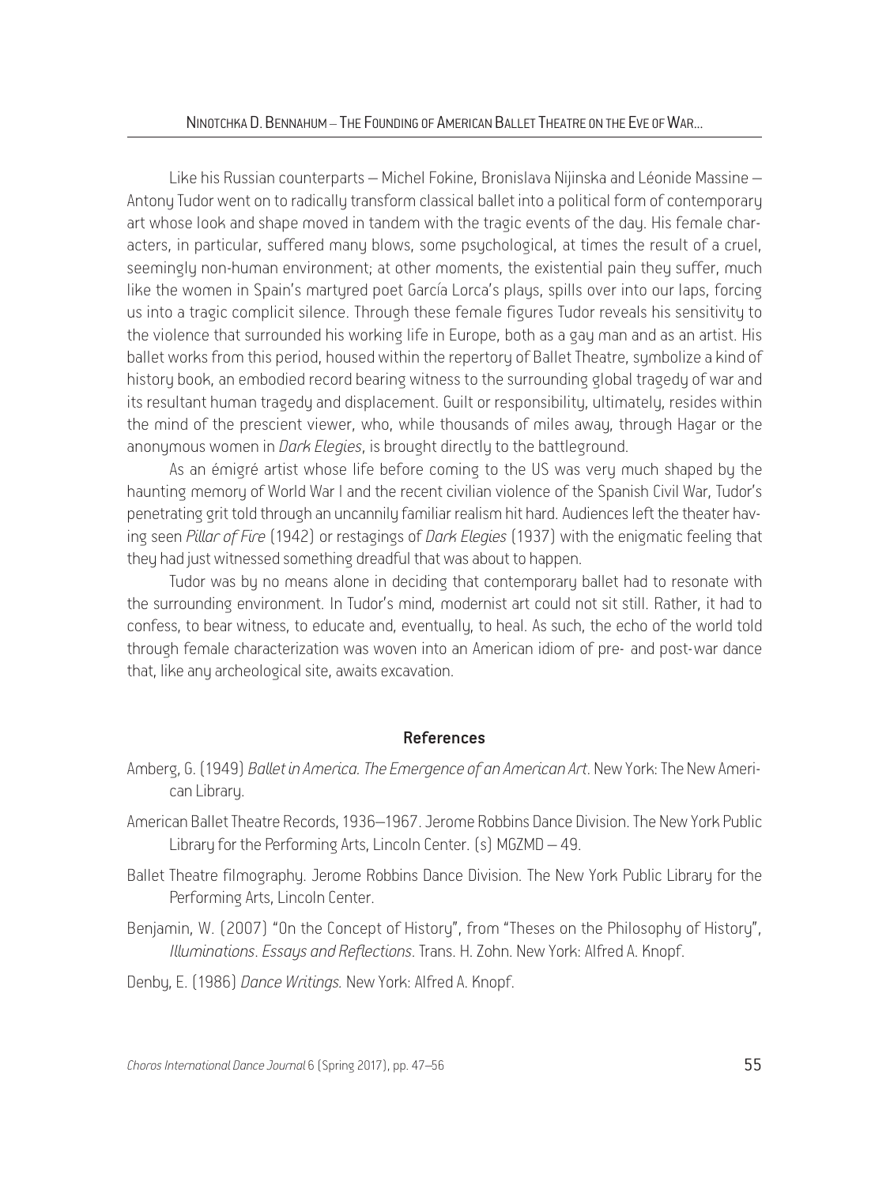Like his Russian counterparts – Michel Fokine, Bronislava Nijinska and Léonide Massine – Antony Tudor went on to radically transform classical ballet into a political form of contemporary art whose look and shape moved in tandem with the tragic events of the day. His female characters, in particular, suffered many blows, some psychological, at times the result of a cruel, seemingly non-human environment; at other moments, the existential pain they suffer, much like the women in Spain's martyred poet García Lorca's plays, spills over into our laps, forcing us into a tragic complicit silence. Through these female figures Tudor reveals his sensitivity to the violence that surrounded his working life in Europe, both as a gay man and as an artist. His ballet works from this period, housed within the repertory of Ballet Theatre, symbolize a kind of history book, an embodied record bearing witness to the surrounding global tragedy of war and its resultant human tragedy and displacement. Guilt or responsibility, ultimately, resides within the mind of the prescient viewer, who, while thousands of miles away, through Hagar or the anonymous women in *Dark Elegies*, is brought directly to the battleground.

As an émigré artist whose life before coming to the US was very much shaped by the haunting memory of World War I and the recent civilian violence of the Spanish Civil War, Tudor's penetrating grit told through an uncannily familiar realism hit hard. Audiences left the theater having seen *Pillar of Fire* (1942) or restagings of *Dark Elegies* (1937) with the enigmatic feeling that they had just witnessed something dreadful that was about to happen.

Tudor was by no means alone in deciding that contemporary ballet had to resonate with the surrounding environment. In Tudor's mind, modernist art could not sit still. Rather, it had to confess, to bear witness, to educate and, eventually, to heal. As such, the echo of the world told through female characterization was woven into an American idiom of pre- and post-war dance that, like any archeological site, awaits excavation.

## References

Amberg, G. (1949) *Ballet in America. The Emergence of an American Art*. New York: The New American Library.

American Ballet Theatre Records, 1936–1967. Jerome Robbins Dance Division. The New York Public Library for the Performing Arts, Lincoln Center. (s) MGZMD – 49.

Ballet Theatre filmography. Jerome Robbins Dance Division. The New York Public Library for the Performing Arts, Lincoln Center.

Benjamin, W. (2007) "On the Concept of History", from "Theses on the Philosophy of History", *Illuminations. Essays and Reflections*. Trans. H. Zohn. New York: Alfred A. Knopf.

Denby, E. (1986) *Dance Writings.* New York: Alfred A. Knopf.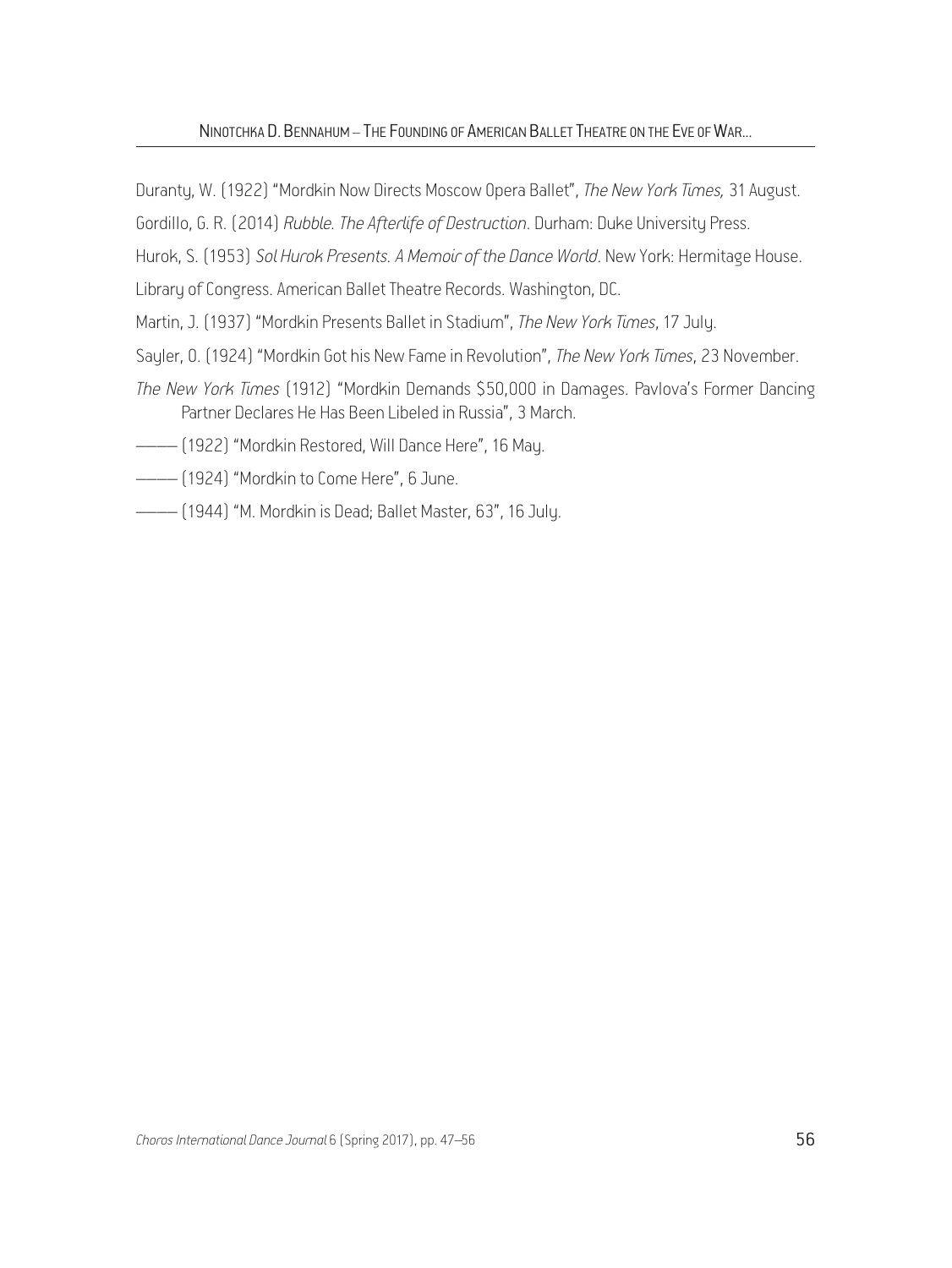Duranty, W. (1922) "Mordkin Now Directs Moscow Opera Ballet", *The New York Times,* 31 August.

Gordillo, G. R. (2014) *Rubble. The Afterlife of Destruction*. Durham: Duke University Press.

Hurok, S. (1953) *Sol Hurok Presents. A Memoir of the Dance World*. New York: Hermitage House.

Library of Congress. American Ballet Theatre Records. Washington, DC.

Martin, J. (1937) "Mordkin Presents Ballet in Stadium", *The New York Times*, 17 July.

Sayler, O. (1924) "Mordkin Got his New Fame in Revolution", *The New York Times*, 23 November.

*The New York Times* (1912) "Mordkin Demands $50,000 in Damages. Pavlova's Former Dancing Partner Declares He Has Been Libeled in Russia", 3 March.

——— (1922) "Mordkin Restored, Will Dance Here", 16 May.

——— (1924) "Mordkin to Come Here", 6 June.

——— (1944) "M. Mordkin is Dead; Ballet Master, 63", 16 July.